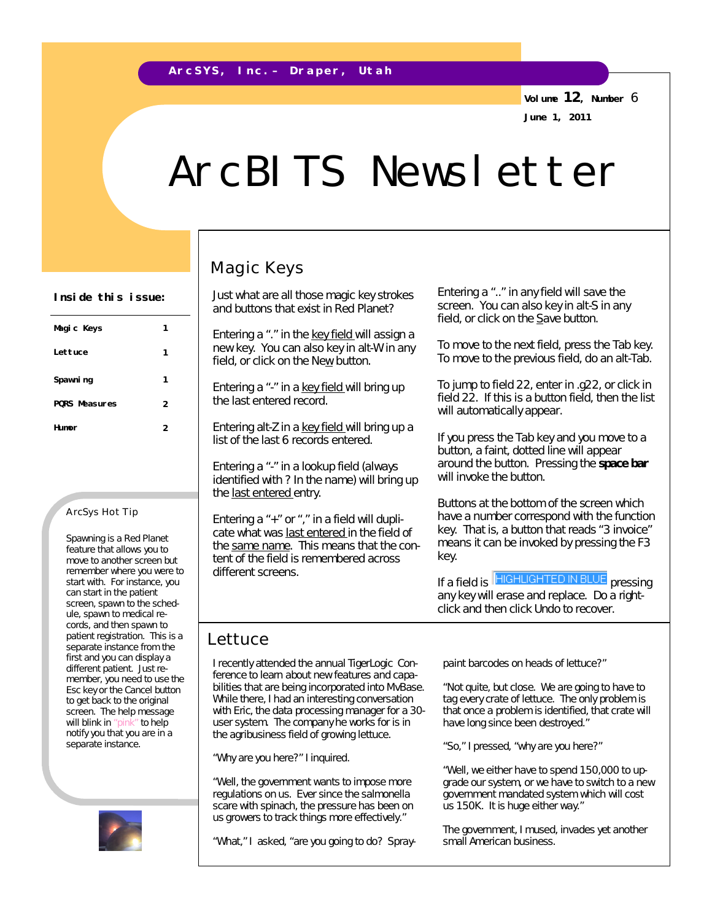ArcSYS, Inc.– Draper, Utah

Volume 12, Number 6

June 1, 2011

# ArcBITS Newsletter

**Inside this issue:**

| | |
|---|---|
| Magic Keys | 1 |
| Lettuce | 1 |
| Spawning | 1 |
| PQRS Measures | 2 |
| Humor | 2 |

## Magic Keys

Just what are all those magic key strokes and buttons that exist in Red Planet?

Entering a "." in the key field will assign a new key. You can also key in alt-W in any field, or click on the New button.

Entering a "-" in a key field will bring up the last entered record.

Entering alt-Z in a key field will bring up a list of the last 6 records entered.

Entering a "-" in a lookup field (always identified with ? In the name) will bring up the last entered entry.

Entering a "+" or "," in a field will duplicate what was last entered in the field of the same name. This means that the content of the field is remembered across different screens.

Entering a ".." in any field will save the screen. You can also key in alt-S in any field, or click on the Save button.

To move to the next field, press the Tab key. To move to the previous field, do an alt-Tab.

To jump to field 22, enter in .g22, or click in field 22. If this is a button field, then the list will automatically appear.

If you press the Tab key and you move to a button, a faint, dotted line will appear around the button. Pressing the **space bar** will invoke the button.

Buttons at the bottom of the screen which have a number correspond with the function key. That is, a button that reads "3 invoice" means it can be invoked by pressing the F3 key.

If a field is HIGHLIGHTED IN BLUE pressing any key will erase and replace. Do a right-click and then click Undo to recover.

## Lettuce

I recently attended the annual TigerLogic Conference to learn about new features and capabilities that are being incorporated into MvBase. While there, I had an interesting conversation with Eric, the data processing manager for a 30-user system. The company he works for is in the agribusiness field of growing lettuce.

"Why are you here?" I inquired.

"Well, the government wants to impose more regulations on us. Ever since the salmonella scare with spinach, the pressure has been on us growers to track things more effectively."

"What," I asked, "are you going to do? Spray-paint barcodes on heads of lettuce?"

"Not quite, but close. We are going to have to tag every crate of lettuce. The only problem is that once a problem is identified, that crate will have long since been destroyed."

"So," I pressed, "why are you here?"

"Well, we either have to spend 150,000 to upgrade our system, or we have to switch to a new government mandated system which will cost us 150K. It is huge either way."

The government, I mused, invades yet another small American business.

### ArcSys Hot Tip

Spawning is a Red Planet feature that allows you to move to another screen but remember where you were to start with. For instance, you can start in the patient screen, spawn to the schedule, spawn to medical records, and then spawn to patient registration. This is a separate instance from the first and you can display a different patient. Just remember, you need to use the Esc key or the Cancel button to get back to the original screen. The help message will blink in "pink" to help notify you that you are in a separate instance.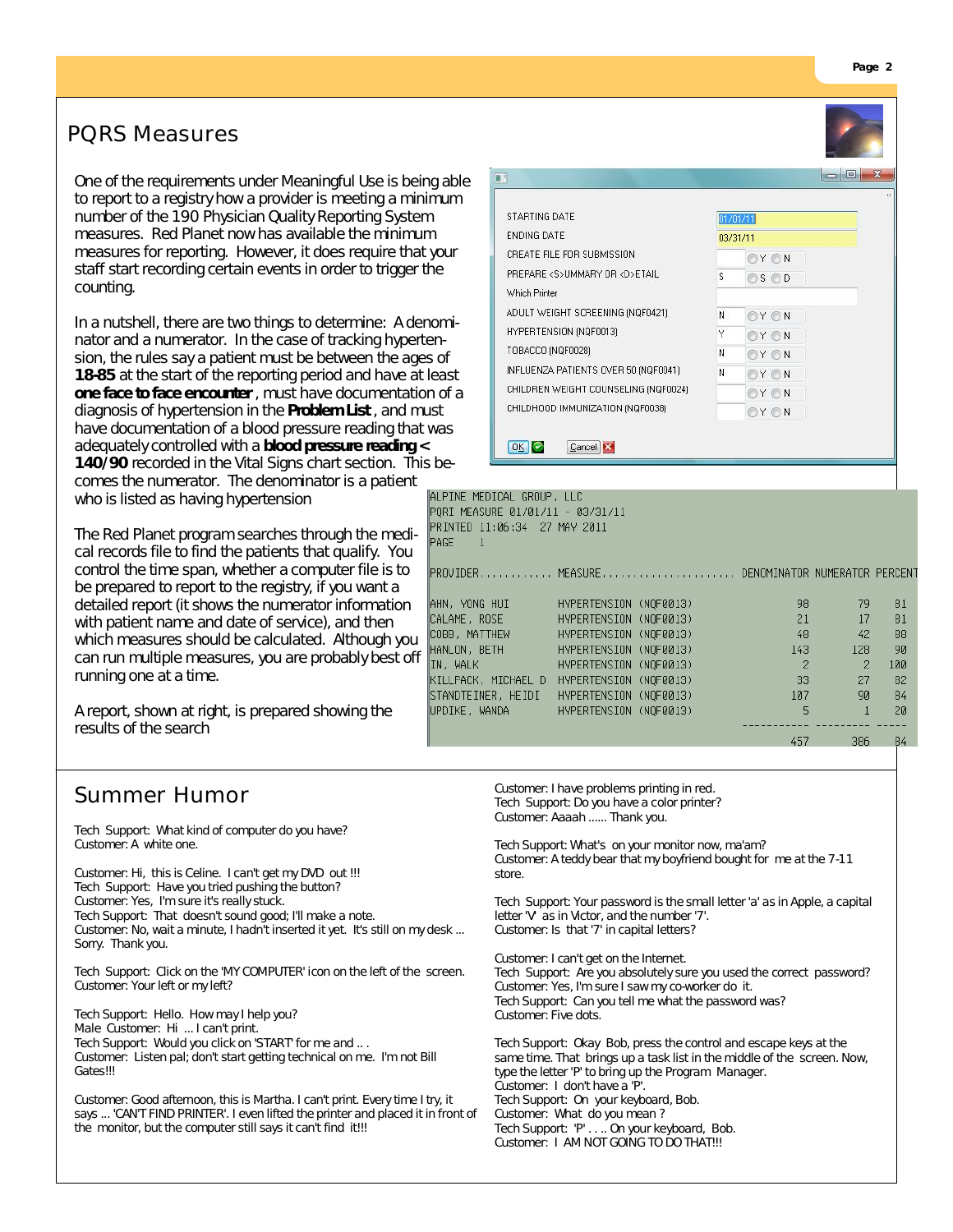## PQRS Measures

One of the requirements under Meaningful Use is being able to report to a registry how a provider is meeting a minimum number of the 190 Physician Quality Reporting System measures. Red Planet now has available the minimum measures for reporting. However, it does require that your staff start recording certain events in order to trigger the counting.

In a nutshell, there are two things to determine: A denominator and a numerator. In the case of tracking hypertension, the rules say a patient must be between the ages of **18-85** at the start of the reporting period and have at least **one face to face encounter**, must have documentation of a diagnosis of hypertension in the **Problem List**, and must have documentation of a blood pressure reading that was adequately controlled with a **blood pressure reading < 140/90** recorded in the Vital Signs chart section. This becomes the numerator. The denominator is a patient who is listed as having hypertension

The Red Planet program searches through the medical records file to find the patients that qualify. You control the time span, whether a computer file is to be prepared to report to the registry, if you want a detailed report (it shows the numerator information with patient name and date of service), and then which measures should be calculated. Although you can run multiple measures, you are probably best off running one at a time.

A report, shown at right, is prepared showing the results of the search

| | | |
|---|---|---|
| STARTING DATE | 01/01/11 | |
| ENDING DATE | 03/31/11 | |
| CREATE FILE FOR SUBMISSION | | Y N |
| PREPARE <S>UMMARY OR <D>ETAIL | S | S D |
| Which Printer | | |
| ADULT WEIGHT SCREENING (NQF0421) | N | Y N |
| HYPERTENSION (NQF0013) | Y | Y N |
| TOBACCO (NQF0028) | N | Y N |
| INFLUENZA PATIENTS OVER 50 (NQF0041) | N | Y N |
| CHILDREN WEIGHT COUNSELING (NQF0024) | | Y N |
| CHILDHOOD IMMUNIZATION (NQF0038) | | Y N |

OK Cancel

ALPINE MEDICAL GROUP, LLC
PQRI MEASURE 01/01/11 - 03/31/11
PRINTED 11:06:34 27 MAY 2011
PAGE 1

| PROVIDER | MEASURE | DENOMINATOR | NUMERATOR | PERCENT |
|---|---|---|---|---|
| AHN, YONG HUI | HYPERTENSION (NQF0013) | 98 | 79 | 81 |
| CALAME, ROSE | HYPERTENSION (NQF0013) | 21 | 17 | 81 |
| COBB, MATTHEW | HYPERTENSION (NQF0013) | 48 | 42 | 88 |
| HANLON, BETH | HYPERTENSION (NQF0013) | 143 | 128 | 90 |
| IN, WALK | HYPERTENSION (NQF0013) | 2 | 2 | 100 |
| KILLPACK, MICHAEL D | HYPERTENSION (NQF0013) | 33 | 27 | 82 |
| STANDTEINER, HEIDI | HYPERTENSION (NQF0013) | 107 | 90 | 84 |
| UPDIKE, WANDA | HYPERTENSION (NQF0013) | 5 | 1 | 20 |
| | | 457 | 386 | 84 |

## Summer Humor

Tech Support: What kind of computer do you have?
Customer: A white one.

Customer: Hi, this is Celine. I can't get my DVD out !!!
Tech Support: Have you tried pushing the button?
Customer: Yes, I'm sure it's really stuck.
Tech Support: That doesn't sound good; I'll make a note.
Customer: No, wait a minute, I hadn't inserted it yet. It's still on my desk ... Sorry. Thank you.

Tech Support: Click on the 'MY COMPUTER' icon on the left of the screen.
Customer: Your left or my left?

Tech Support: Hello. How may I help you?
Male Customer: Hi ... I can't print.
Tech Support: Would you click on 'START' for me and .. .
Customer: Listen pal; don't start getting technical on me. I'm not Bill Gates!!!

Customer: Good afternoon, this is Martha. I can't print. Every time I try, it says ... 'CAN'T FIND PRINTER'. I even lifted the printer and placed it in front of the monitor, but the computer still says it can't find it!!!

Customer: I have problems printing in red.
Tech Support: Do you have a color printer?
Customer: Aaaah ...... Thank you.

Tech Support: What's on your monitor now, ma'am?
Customer: A teddy bear that my boyfriend bought for me at the 7-11 store.

Tech Support: Your password is the small letter 'a' as in Apple, a capital letter 'V' as in Victor, and the number '7'.
Customer: Is that '7' in capital letters?

Customer: I can't get on the Internet.
Tech Support: Are you absolutely sure you used the correct password?
Customer: Yes, I'm sure I saw my co-worker do it.
Tech Support: Can you tell me what the password was?
Customer: Five dots.

Tech Support: Okay Bob, press the control and escape keys at the same time. That brings up a task list in the middle of the screen. Now, type the letter 'P' to bring up the Program Manager.
Customer: I don't have a 'P'.
Tech Support: On your keyboard, Bob.
Customer: What do you mean ?
Tech Support: 'P' . . .. On your keyboard, Bob.
Customer: I AM NOT GOING TO DO THAT!!!